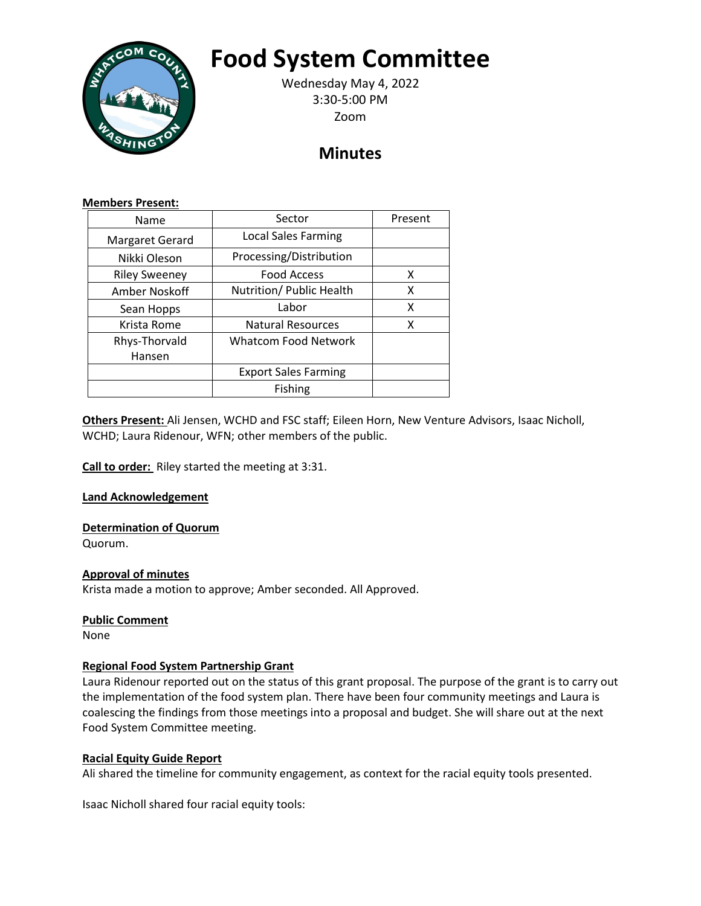# Food System Committee

Wednesday May 4, 2022
3:30-5:00 PM
Zoom

## Minutes

**Members Present:**

| Name | Sector | Present |
|---|---|---|
| Margaret Gerard | Local Sales Farming | |
| Nikki Oleson | Processing/Distribution | |
| Riley Sweeney | Food Access | X |
| Amber Noskoff | Nutrition/ Public Health | X |
| Sean Hopps | Labor | X |
| Krista Rome | Natural Resources | X |
| Rhys-Thorvald Hansen | Whatcom Food Network | |
| | Export Sales Farming | |
| | Fishing | |

**Others Present:** Ali Jensen, WCHD and FSC staff; Eileen Horn, New Venture Advisors, Isaac Nicholl, WCHD; Laura Ridenour, WFN; other members of the public.

**Call to order:** Riley started the meeting at 3:31.

**Land Acknowledgement**

**Determination of Quorum**

Quorum.

**Approval of minutes**

Krista made a motion to approve; Amber seconded. All Approved.

**Public Comment**

None

**Regional Food System Partnership Grant**

Laura Ridenour reported out on the status of this grant proposal. The purpose of the grant is to carry out the implementation of the food system plan. There have been four community meetings and Laura is coalescing the findings from those meetings into a proposal and budget. She will share out at the next Food System Committee meeting.

**Racial Equity Guide Report**

Ali shared the timeline for community engagement, as context for the racial equity tools presented.

Isaac Nicholl shared four racial equity tools: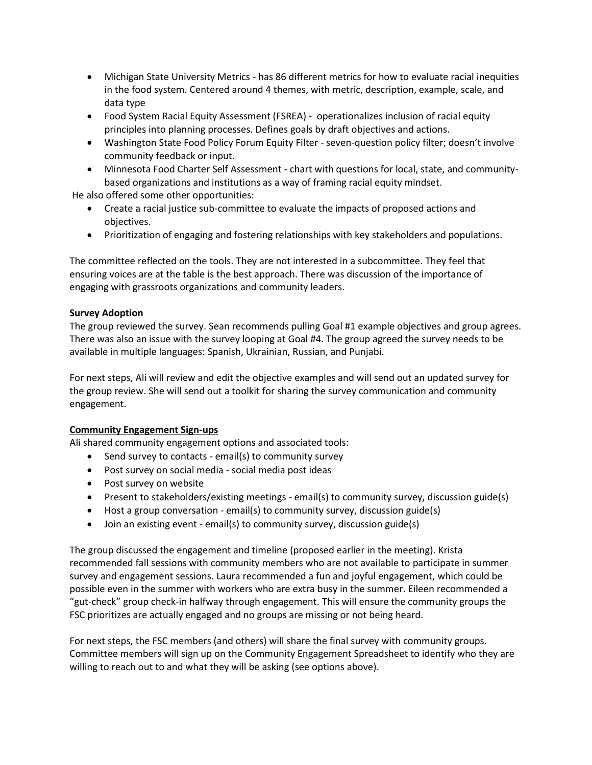- Michigan State University Metrics - has 86 different metrics for how to evaluate racial inequities in the food system. Centered around 4 themes, with metric, description, example, scale, and data type
- Food System Racial Equity Assessment (FSREA) - operationalizes inclusion of racial equity principles into planning processes. Defines goals by draft objectives and actions.
- Washington State Food Policy Forum Equity Filter - seven-question policy filter; doesn't involve community feedback or input.
- Minnesota Food Charter Self Assessment - chart with questions for local, state, and community-based organizations and institutions as a way of framing racial equity mindset.

He also offered some other opportunities:

- Create a racial justice sub-committee to evaluate the impacts of proposed actions and objectives.
- Prioritization of engaging and fostering relationships with key stakeholders and populations.

The committee reflected on the tools. They are not interested in a subcommittee. They feel that ensuring voices are at the table is the best approach. There was discussion of the importance of engaging with grassroots organizations and community leaders.

**Survey Adoption**

The group reviewed the survey. Sean recommends pulling Goal #1 example objectives and group agrees. There was also an issue with the survey looping at Goal #4. The group agreed the survey needs to be available in multiple languages: Spanish, Ukrainian, Russian, and Punjabi.

For next steps, Ali will review and edit the objective examples and will send out an updated survey for the group review. She will send out a toolkit for sharing the survey communication and community engagement.

**Community Engagement Sign-ups**

Ali shared community engagement options and associated tools:

- Send survey to contacts - email(s) to community survey
- Post survey on social media - social media post ideas
- Post survey on website
- Present to stakeholders/existing meetings - email(s) to community survey, discussion guide(s)
- Host a group conversation - email(s) to community survey, discussion guide(s)
- Join an existing event - email(s) to community survey, discussion guide(s)

The group discussed the engagement and timeline (proposed earlier in the meeting). Krista recommended fall sessions with community members who are not available to participate in summer survey and engagement sessions. Laura recommended a fun and joyful engagement, which could be possible even in the summer with workers who are extra busy in the summer. Eileen recommended a "gut-check" group check-in halfway through engagement. This will ensure the community groups the FSC prioritizes are actually engaged and no groups are missing or not being heard.

For next steps, the FSC members (and others) will share the final survey with community groups. Committee members will sign up on the Community Engagement Spreadsheet to identify who they are willing to reach out to and what they will be asking (see options above).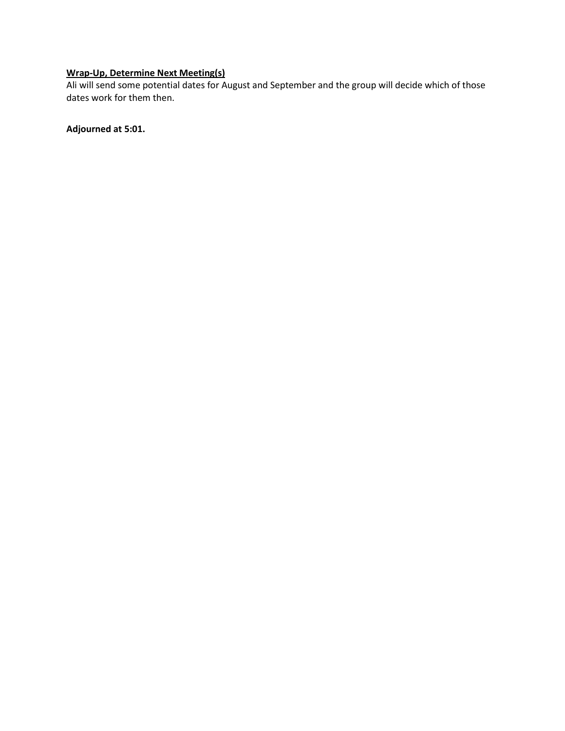**<u>Wrap-Up, Determine Next Meeting(s)</u>**

Ali will send some potential dates for August and September and the group will decide which of those dates work for them then.

**Adjourned at 5:01.**